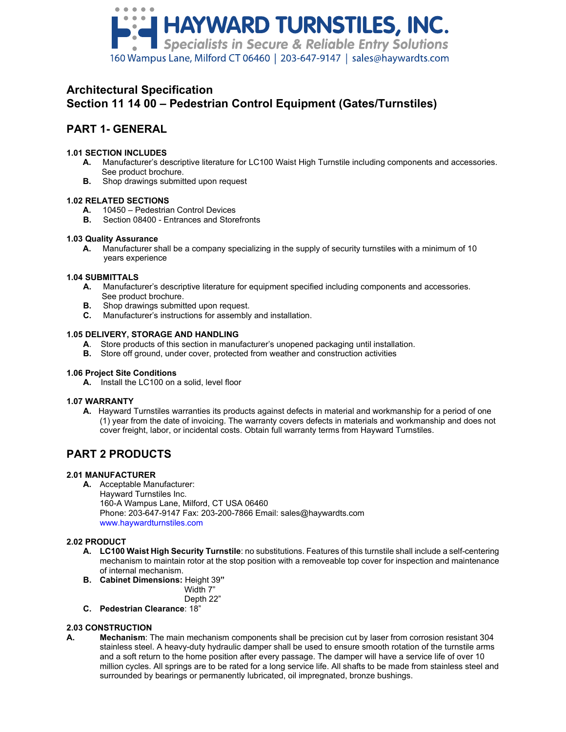# HAYWARD TURNSTILES, INC.

*Specialists in Secure & Reliable Entry Solutions*

160 Wampus Lane, Milford CT 06460 | 203-647-9147 | sales@haywardts.com

## Architectural Specification
## Section 11 14 00 – Pedestrian Control Equipment (Gates/Turnstiles)

## PART 1- GENERAL

### 1.01 SECTION INCLUDES

**A.** Manufacturer's descriptive literature for LC100 Waist High Turnstile including components and accessories. See product brochure.

**B.** Shop drawings submitted upon request

### 1.02 RELATED SECTIONS

**A.** 10450 – Pedestrian Control Devices

**B.** Section 08400 - Entrances and Storefronts

### 1.03 Quality Assurance

**A.** Manufacturer shall be a company specializing in the supply of security turnstiles with a minimum of 10 years experience

### 1.04 SUBMITTALS

**A.** Manufacturer's descriptive literature for equipment specified including components and accessories. See product brochure.

**B.** Shop drawings submitted upon request.

**C.** Manufacturer's instructions for assembly and installation.

### 1.05 DELIVERY, STORAGE AND HANDLING

**A**. Store products of this section in manufacturer's unopened packaging until installation.

**B.** Store off ground, under cover, protected from weather and construction activities

### 1.06 Project Site Conditions

**A.** Install the LC100 on a solid, level floor

### 1.07 WARRANTY

**A.** Hayward Turnstiles warranties its products against defects in material and workmanship for a period of one (1) year from the date of invoicing. The warranty covers defects in materials and workmanship and does not cover freight, labor, or incidental costs. Obtain full warranty terms from Hayward Turnstiles.

## PART 2 PRODUCTS

### 2.01 MANUFACTURER

**A.** Acceptable Manufacturer:
Hayward Turnstiles Inc.
160-A Wampus Lane, Milford, CT USA 06460
Phone: 203-647-9147 Fax: 203-200-7866 Email: sales@haywardts.com
www.haywardturnstiles.com

### 2.02 PRODUCT

**A.** **LC100 Waist High Security Turnstile**: no substitutions. Features of this turnstile shall include a self-centering mechanism to maintain rotor at the stop position with a removeable top cover for inspection and maintenance of internal mechanism.

**B.** **Cabinet Dimensions:** Height 39**"**
Width 7"
Depth 22"

**C.** **Pedestrian Clearance**: 18"

### 2.03 CONSTRUCTION

**A.** **Mechanism**: The main mechanism components shall be precision cut by laser from corrosion resistant 304 stainless steel. A heavy-duty hydraulic damper shall be used to ensure smooth rotation of the turnstile arms and a soft return to the home position after every passage. The damper will have a service life of over 10 million cycles. All springs are to be rated for a long service life. All shafts to be made from stainless steel and surrounded by bearings or permanently lubricated, oil impregnated, bronze bushings.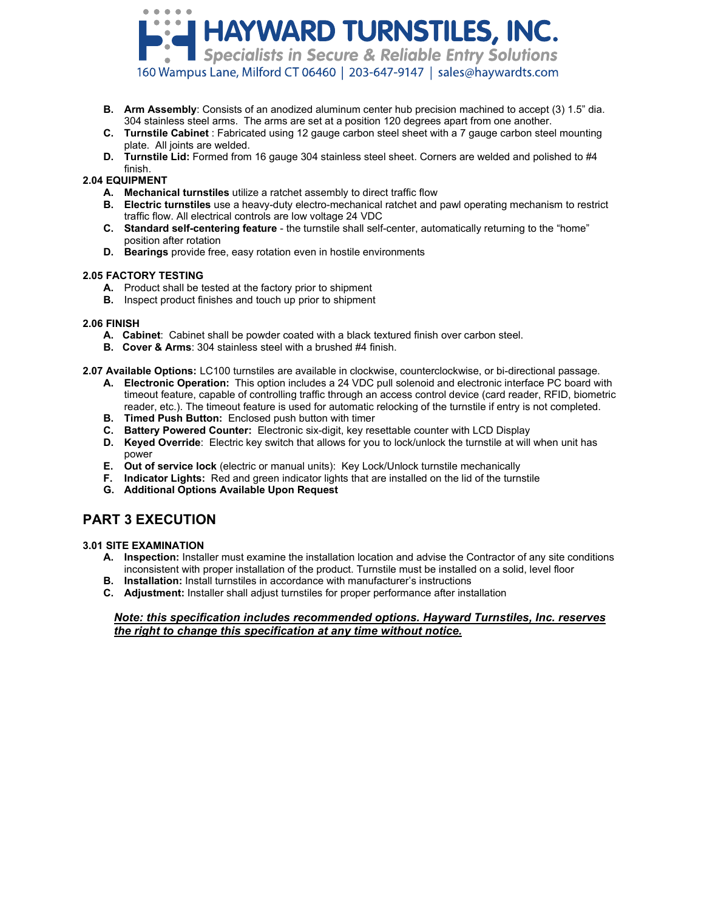B. **Arm Assembly**: Consists of an anodized aluminum center hub precision machined to accept (3) 1.5" dia. 304 stainless steel arms. The arms are set at a position 120 degrees apart from one another.

C. **Turnstile Cabinet** : Fabricated using 12 gauge carbon steel sheet with a 7 gauge carbon steel mounting plate. All joints are welded.

D. **Turnstile Lid:** Formed from 16 gauge 304 stainless steel sheet. Corners are welded and polished to #4 finish.

**2.04 EQUIPMENT**

A. **Mechanical turnstiles** utilize a ratchet assembly to direct traffic flow

B. **Electric turnstiles** use a heavy-duty electro-mechanical ratchet and pawl operating mechanism to restrict traffic flow. All electrical controls are low voltage 24 VDC

C. **Standard self-centering feature** - the turnstile shall self-center, automatically returning to the "home" position after rotation

D. **Bearings** provide free, easy rotation even in hostile environments

**2.05 FACTORY TESTING**

A. Product shall be tested at the factory prior to shipment

B. Inspect product finishes and touch up prior to shipment

**2.06 FINISH**

A. **Cabinet**: Cabinet shall be powder coated with a black textured finish over carbon steel.

B. **Cover & Arms**: 304 stainless steel with a brushed #4 finish.

**2.07 Available Options:** LC100 turnstiles are available in clockwise, counterclockwise, or bi-directional passage.

A. **Electronic Operation:** This option includes a 24 VDC pull solenoid and electronic interface PC board with timeout feature, capable of controlling traffic through an access control device (card reader, RFID, biometric reader, etc.). The timeout feature is used for automatic relocking of the turnstile if entry is not completed.

B. **Timed Push Button:** Enclosed push button with timer

C. **Battery Powered Counter:** Electronic six-digit, key resettable counter with LCD Display

D. **Keyed Override**: Electric key switch that allows for you to lock/unlock the turnstile at will when unit has power

E. **Out of service lock** (electric or manual units): Key Lock/Unlock turnstile mechanically

F. **Indicator Lights:** Red and green indicator lights that are installed on the lid of the turnstile

G. **Additional Options Available Upon Request**

## PART 3 EXECUTION

**3.01 SITE EXAMINATION**

A. **Inspection:** Installer must examine the installation location and advise the Contractor of any site conditions inconsistent with proper installation of the product. Turnstile must be installed on a solid, level floor

B. **Installation:** Install turnstiles in accordance with manufacturer's instructions

C. **Adjustment:** Installer shall adjust turnstiles for proper performance after installation

***Note: this specification includes recommended options. Hayward Turnstiles, Inc. reserves the right to change this specification at any time without notice.***